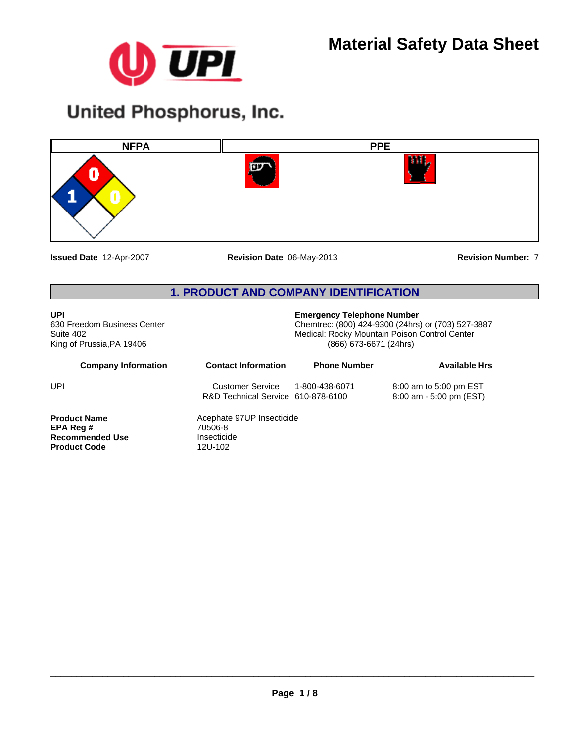# Material Safety Data Sheet

**United Phosphorus, Inc.**

| NFPA | PPE |
|---|---|
| Health: 1, Flammability: 0, Instability: 0 | |

**Issued Date** 12-Apr-2007 **Revision Date** 06-May-2013 **Revision Number:** 7

## 1. PRODUCT AND COMPANY IDENTIFICATION

**UPI**
630 Freedom Business Center
Suite 402
King of Prussia,PA 19406

**Emergency Telephone Number**
Chemtrec: (800) 424-9300 (24hrs) or (703) 527-3887
Medical: Rocky Mountain Poison Control Center
(866) 673-6671 (24hrs)

| Company Information | Contact Information | Phone Number | Available Hrs |
|---|---|---|---|
| UPI | Customer Service | 1-800-438-6071 | 8:00 am to 5:00 pm EST |
| | R&D Technical Service | 610-878-6100 | 8:00 am - 5:00 pm (EST) |

**Product Name** Acephate 97UP Insecticide
**EPA Reg #** 70506-8
**Recommended Use** Insecticide
**Product Code** 12U-102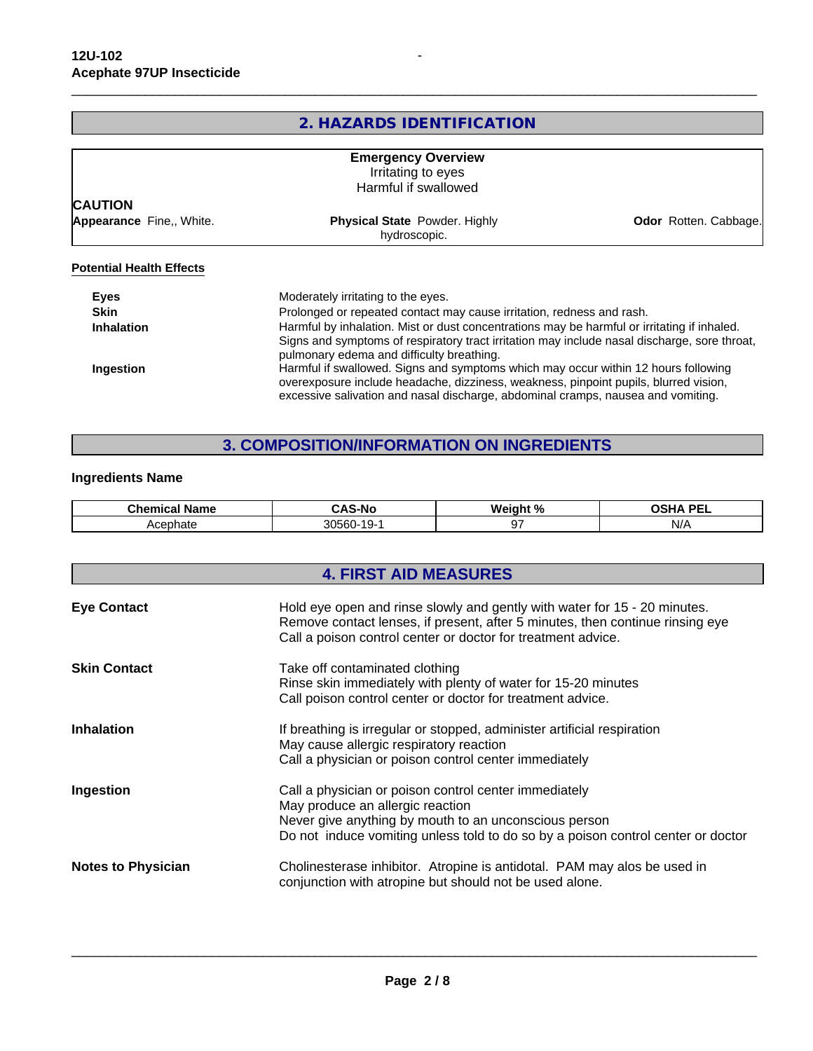## 2. HAZARDS IDENTIFICATION

**Emergency Overview**
Irritating to eyes
Harmful if swallowed

**CAUTION**

**Appearance** Fine,, White.    **Physical State** Powder. Highly hydroscopic.    **Odor** Rotten. Cabbage.

**Potential Health Effects**

**Eyes** Moderately irritating to the eyes.

**Skin** Prolonged or repeated contact may cause irritation, redness and rash.

**Inhalation** Harmful by inhalation. Mist or dust concentrations may be harmful or irritating if inhaled. Signs and symptoms of respiratory tract irritation may include nasal discharge, sore throat, pulmonary edema and difficulty breathing.

**Ingestion** Harmful if swallowed. Signs and symptoms which may occur within 12 hours following overexposure include headache, dizziness, weakness, pinpoint pupils, blurred vision, excessive salivation and nasal discharge, abdominal cramps, nausea and vomiting.

## 3. COMPOSITION/INFORMATION ON INGREDIENTS

**Ingredients Name**

| Chemical Name | CAS-No | Weight % | OSHA PEL |
|---|---|---|---|
| Acephate | 30560-19-1 | 97 | N/A |

## 4. FIRST AID MEASURES

**Eye Contact**
Hold eye open and rinse slowly and gently with water for 15 - 20 minutes.
Remove contact lenses, if present, after 5 minutes, then continue rinsing eye
Call a poison control center or doctor for treatment advice.

**Skin Contact**
Take off contaminated clothing
Rinse skin immediately with plenty of water for 15-20 minutes
Call poison control center or doctor for treatment advice.

**Inhalation**
If breathing is irregular or stopped, administer artificial respiration
May cause allergic respiratory reaction
Call a physician or poison control center immediately

**Ingestion**
Call a physician or poison control center immediately
May produce an allergic reaction
Never give anything by mouth to an unconscious person
Do not induce vomiting unless told to do so by a poison control center or doctor

**Notes to Physician**
Cholinesterase inhibitor. Atropine is antidotal. PAM may alos be used in conjunction with atropine but should not be used alone.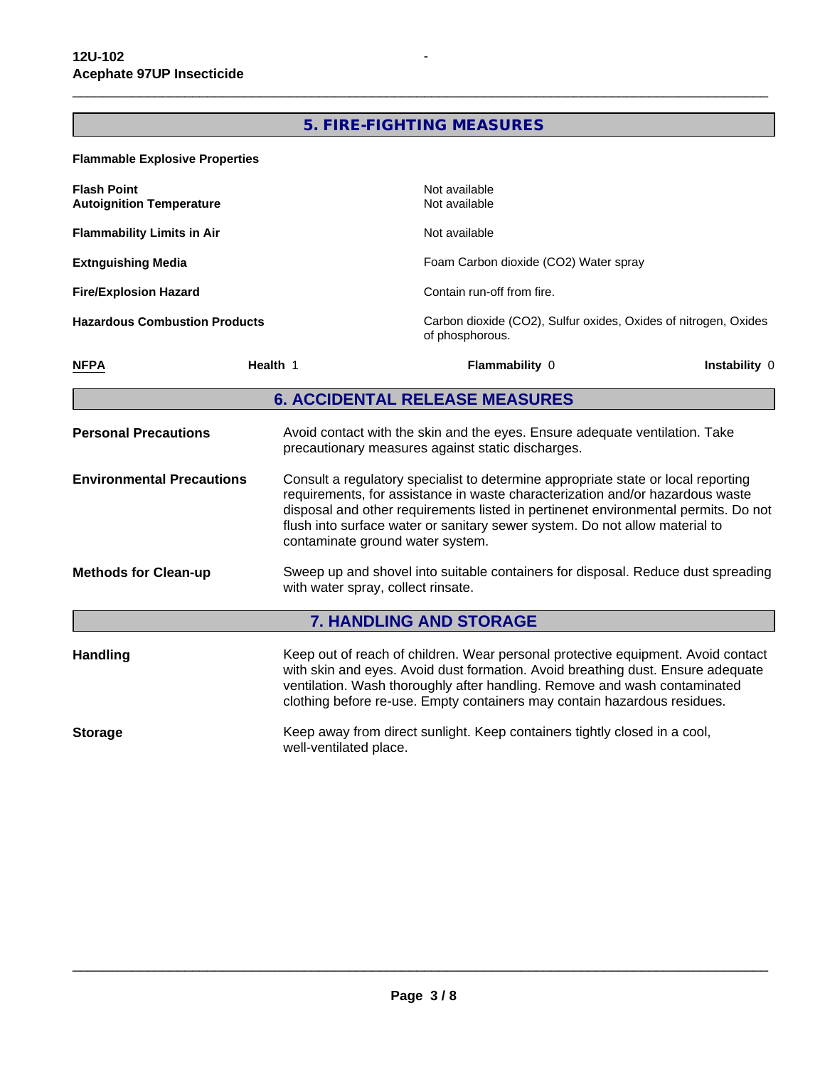## 5. FIRE-FIGHTING MEASURES

**Flammable Explosive Properties**

| | |
|---|---|
| **Flash Point** | Not available |
| **Autoignition Temperature** | Not available |
| **Flammability Limits in Air** | Not available |
| **Extnguishing Media** | Foam Carbon dioxide ($CO_2$) Water spray |
| **Fire/Explosion Hazard** | Contain run-off from fire. |
| **Hazardous Combustion Products** | Carbon dioxide ($CO_2$), Sulfur oxides, Oxides of nitrogen, Oxides of phosphorous. |

| NFPA | Health 1 | Flammability 0 | Instability 0 |
|---|---|---|---|

## 6. ACCIDENTAL RELEASE MEASURES

**Personal Precautions**

Avoid contact with the skin and the eyes. Ensure adequate ventilation. Take precautionary measures against static discharges.

**Environmental Precautions**

Consult a regulatory specialist to determine appropriate state or local reporting requirements, for assistance in waste characterization and/or hazardous waste disposal and other requirements listed in pertinenet environmental permits. Do not flush into surface water or sanitary sewer system. Do not allow material to contaminate ground water system.

**Methods for Clean-up**

Sweep up and shovel into suitable containers for disposal. Reduce dust spreading with water spray, collect rinsate.

## 7. HANDLING AND STORAGE

**Handling**

Keep out of reach of children. Wear personal protective equipment. Avoid contact with skin and eyes. Avoid dust formation. Avoid breathing dust. Ensure adequate ventilation. Wash thoroughly after handling. Remove and wash contaminated clothing before re-use. Empty containers may contain hazardous residues.

**Storage**

Keep away from direct sunlight. Keep containers tightly closed in a cool, well-ventilated place.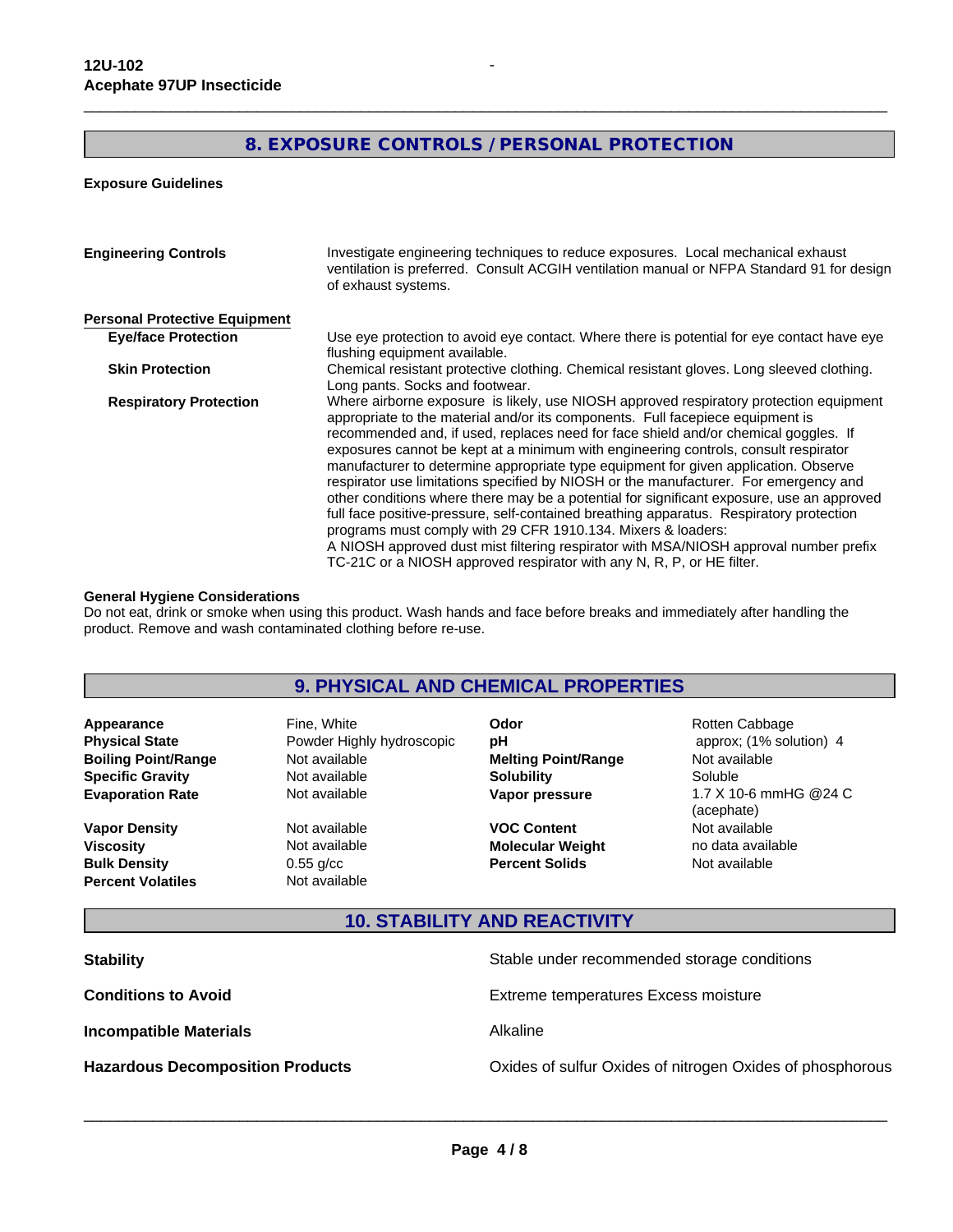## 8. EXPOSURE CONTROLS / PERSONAL PROTECTION

**Exposure Guidelines**

**Engineering Controls**

Investigate engineering techniques to reduce exposures. Local mechanical exhaust ventilation is preferred. Consult ACGIH ventilation manual or NFPA Standard 91 for design of exhaust systems.

**Personal Protective Equipment**

**Eye/face Protection**

Use eye protection to avoid eye contact. Where there is potential for eye contact have eye flushing equipment available.

**Skin Protection**

Chemical resistant protective clothing. Chemical resistant gloves. Long sleeved clothing. Long pants. Socks and footwear.

**Respiratory Protection**

Where airborne exposure is likely, use NIOSH approved respiratory protection equipment appropriate to the material and/or its components. Full facepiece equipment is recommended and, if used, replaces need for face shield and/or chemical goggles. If exposures cannot be kept at a minimum with engineering controls, consult respirator manufacturer to determine appropriate type equipment for given application. Observe respirator use limitations specified by NIOSH or the manufacturer. For emergency and other conditions where there may be a potential for significant exposure, use an approved full face positive-pressure, self-contained breathing apparatus. Respiratory protection programs must comply with 29 CFR 1910.134. Mixers & loaders:
A NIOSH approved dust mist filtering respirator with MSA/NIOSH approval number prefix TC-21C or a NIOSH approved respirator with any N, R, P, or HE filter.

**General Hygiene Considerations**

Do not eat, drink or smoke when using this product. Wash hands and face before breaks and immediately after handling the product. Remove and wash contaminated clothing before re-use.

## 9. PHYSICAL AND CHEMICAL PROPERTIES

| Property | Value | Property | Value |
|---|---|---|---|
| **Appearance** | Fine, White | **Odor** | Rotten Cabbage |
| **Physical State** | Powder Highly hydroscopic | **pH** | approx; (1% solution) 4 |
| **Boiling Point/Range** | Not available | **Melting Point/Range** | Not available |
| **Specific Gravity** | Not available | **Solubility** | Soluble |
| **Evaporation Rate** | Not available | **Vapor pressure** | 1.7 X 10-6 mmHG @24 C (acephate) |
| **Vapor Density** | Not available | **VOC Content** | Not available |
| **Viscosity** | Not available | **Molecular Weight** | no data available |
| **Bulk Density** | 0.55 g/cc | **Percent Solids** | Not available |
| **Percent Volatiles** | Not available | | |

## 10. STABILITY AND REACTIVITY

| | |
|---|---|
| **Stability** | Stable under recommended storage conditions |
| **Conditions to Avoid** | Extreme temperatures Excess moisture |
| **Incompatible Materials** | Alkaline |
| **Hazardous Decomposition Products** | Oxides of sulfur Oxides of nitrogen Oxides of phosphorous |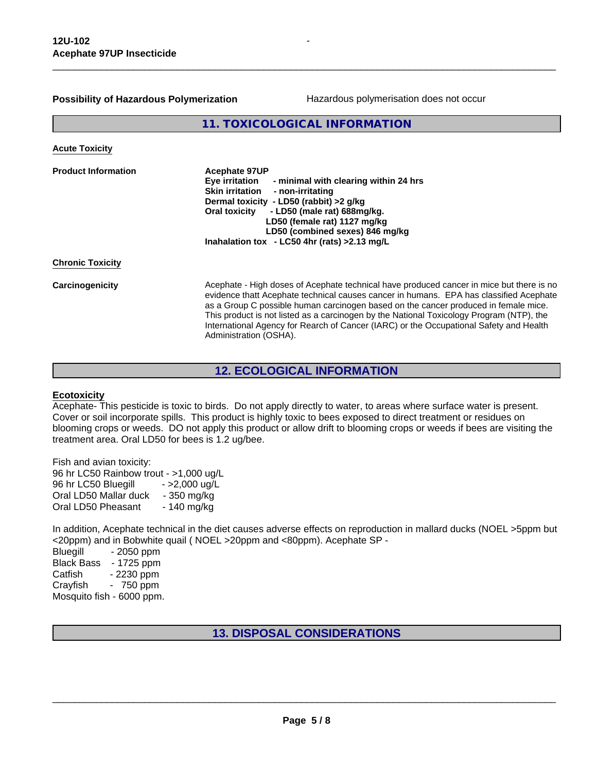**Possibility of Hazardous Polymerization** Hazardous polymerisation does not occur

## 11. TOXICOLOGICAL INFORMATION

**Acute Toxicity**

**Product Information**

**Acephate 97UP**
**Eye irritation - minimal with clearing within 24 hrs**
**Skin irritation - non-irritating**
**Dermal toxicity - LD50 (rabbit) >2 g/kg**
**Oral toxicity - LD50 (male rat) 688mg/kg.**
**LD50 (female rat) 1127 mg/kg**
**LD50 (combined sexes) 846 mg/kg**
**Inahalation tox - LC50 4hr (rats) >2.13 mg/L**

**Chronic Toxicity**

**Carcinogenicity**

Acephate - High doses of Acephate technical have produced cancer in mice but there is no evidence thatt Acephate technical causes cancer in humans. EPA has classified Acephate as a Group C possible human carcinogen based on the cancer produced in female mice. This product is not listed as a carcinogen by the National Toxicology Program (NTP), the International Agency for Rearch of Cancer (IARC) or the Occupational Safety and Health Administration (OSHA).

## 12. ECOLOGICAL INFORMATION

**Ecotoxicity**

Acephate- This pesticide is toxic to birds. Do not apply directly to water, to areas where surface water is present. Cover or soil incorporate spills. This product is highly toxic to bees exposed to direct treatment or residues on blooming crops or weeds. DO not apply this product or allow drift to blooming crops or weeds if bees are visiting the treatment area. Oral LD50 for bees is 1.2 ug/bee.

Fish and avian toxicity:
96 hr LC50 Rainbow trout - >1,000 ug/L
96 hr LC50 Bluegill - >2,000 ug/L
Oral LD50 Mallar duck - 350 mg/kg
Oral LD50 Pheasant - 140 mg/kg

In addition, Acephate technical in the diet causes adverse effects on reproduction in mallard ducks (NOEL >5ppm but <20ppm) and in Bobwhite quail ( NOEL >20ppm and <80ppm). Acephate SP -
Bluegill - 2050 ppm
Black Bass - 1725 ppm
Catfish - 2230 ppm
Crayfish - 750 ppm
Mosquito fish - 6000 ppm.

## 13. DISPOSAL CONSIDERATIONS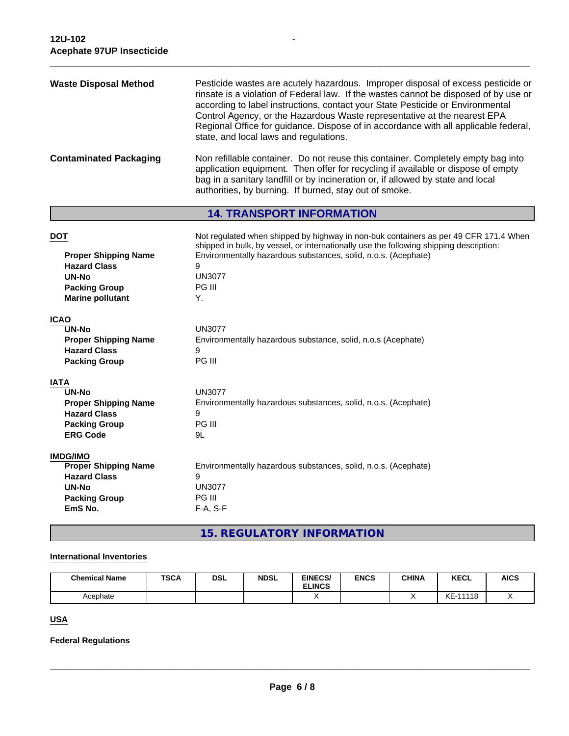**Waste Disposal Method**

Pesticide wastes are acutely hazardous. Improper disposal of excess pesticide or rinsate is a violation of Federal law. If the wastes cannot be disposed of by use or according to label instructions, contact your State Pesticide or Environmental Control Agency, or the Hazardous Waste representative at the nearest EPA Regional Office for guidance. Dispose of in accordance with all applicable federal, state, and local laws and regulations.

**Contaminated Packaging**

Non refillable container. Do not reuse this container. Completely empty bag into application equipment. Then offer for recycling if available or dispose of empty bag in a sanitary landfill or by incineration or, if allowed by state and local authorities, by burning. If burned, stay out of smoke.

## 14. TRANSPORT INFORMATION

**DOT**

Not regulated when shipped by highway in non-buk containers as per 49 CFR 171.4 When shipped in bulk, by vessel, or internationally use the following shipping description:

- **Proper Shipping Name**: Environmentally hazardous substances, solid, n.o.s. (Acephate)
- **Hazard Class**: 9
- **UN-No**: UN3077
- **Packing Group**: PG III
- **Marine pollutant**: Y.

**ICAO**

- **UN-No**: UN3077
- **Proper Shipping Name**: Environmentally hazardous substance, solid, n.o.s (Acephate)
- **Hazard Class**: 9
- **Packing Group**: PG III

**IATA**

- **UN-No**: UN3077
- **Proper Shipping Name**: Environmentally hazardous substances, solid, n.o.s. (Acephate)
- **Hazard Class**: 9
- **Packing Group**: PG III
- **ERG Code**: 9L

**IMDG/IMO**

- **Proper Shipping Name**: Environmentally hazardous substances, solid, n.o.s. (Acephate)
- **Hazard Class**: 9
- **UN-No**: UN3077
- **Packing Group**: PG III
- **EmS No.**: F-A, S-F

## 15. REGULATORY INFORMATION

**International Inventories**

| Chemical Name | TSCA | DSL | NDSL | EINECS/ ELINCS | ENCS | CHINA | KECL | AICS |
|---|---|---|---|---|---|---|---|---|
| Acephate | | | | X | | X | KE-11118 | X |

**USA**

**Federal Regulations**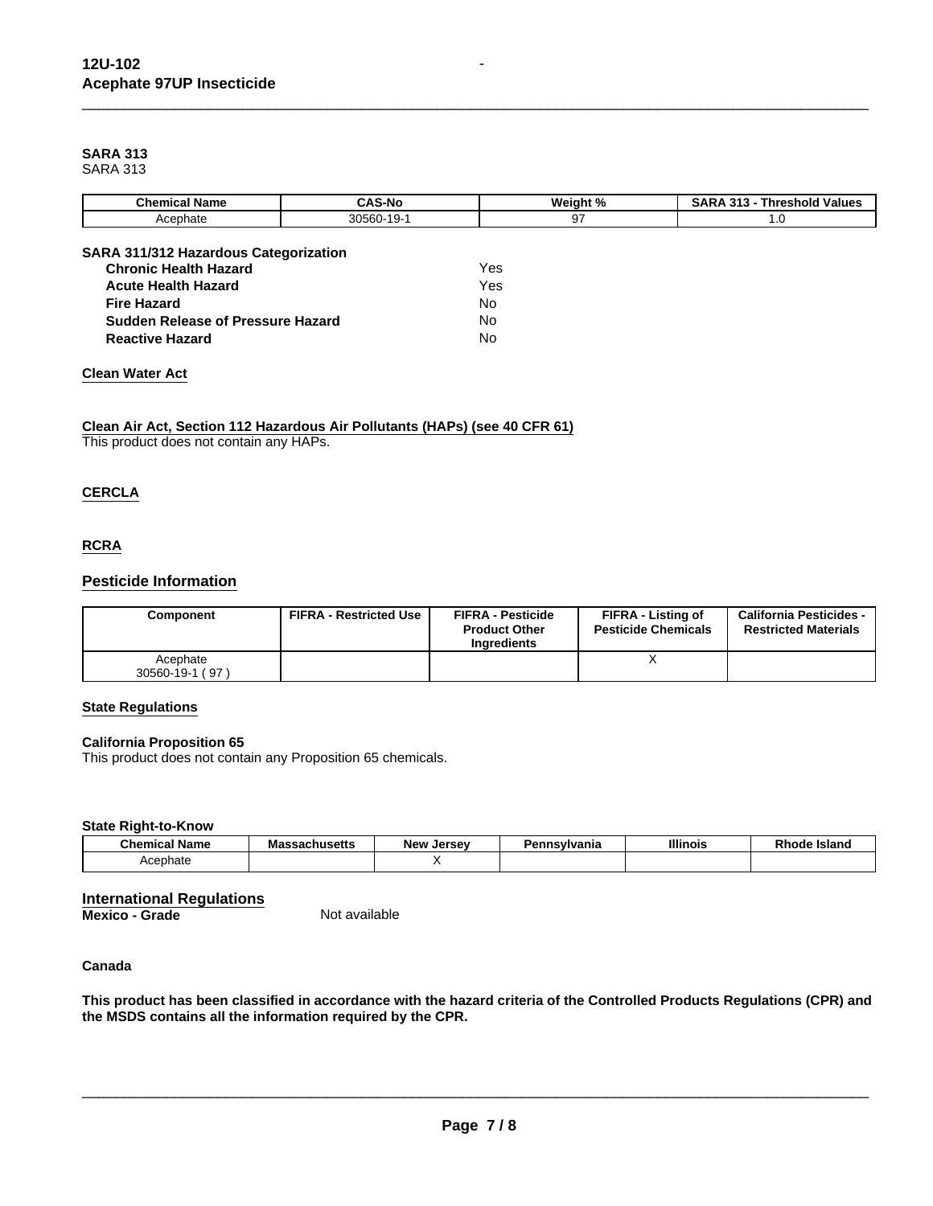**SARA 313**
SARA 313

| Chemical Name | CAS-No | Weight % | SARA 313 - Threshold Values |
|---|---|---|---|
| Acephate | 30560-19-1 | 97 | 1.0 |

**SARA 311/312 Hazardous Categorization**

| | |
|---|---|
| **Chronic Health Hazard** | Yes |
| **Acute Health Hazard** | Yes |
| **Fire Hazard** | No |
| **Sudden Release of Pressure Hazard** | No |
| **Reactive Hazard** | No |

### Clean Water Act

### Clean Air Act, Section 112 Hazardous Air Pollutants (HAPs) (see 40 CFR 61)

This product does not contain any HAPs.

### CERCLA

### RCRA

## Pesticide Information

| Component | FIFRA - Restricted Use | FIFRA - Pesticide Product Other Ingredients | FIFRA - Listing of Pesticide Chemicals | California Pesticides - Restricted Materials |
|---|---|---|---|---|
| Acephate 30560-19-1 ( 97 ) | | | X | |

### State Regulations

**California Proposition 65**
This product does not contain any Proposition 65 chemicals.

**State Right-to-Know**

| Chemical Name | Massachusetts | New Jersey | Pennsylvania | Illinois | Rhode Island |
|---|---|---|---|---|---|
| Acephate | | X | | | |

## International Regulations

**Mexico - Grade** Not available

**Canada**

**This product has been classified in accordance with the hazard criteria of the Controlled Products Regulations (CPR) and the MSDS contains all the information required by the CPR.**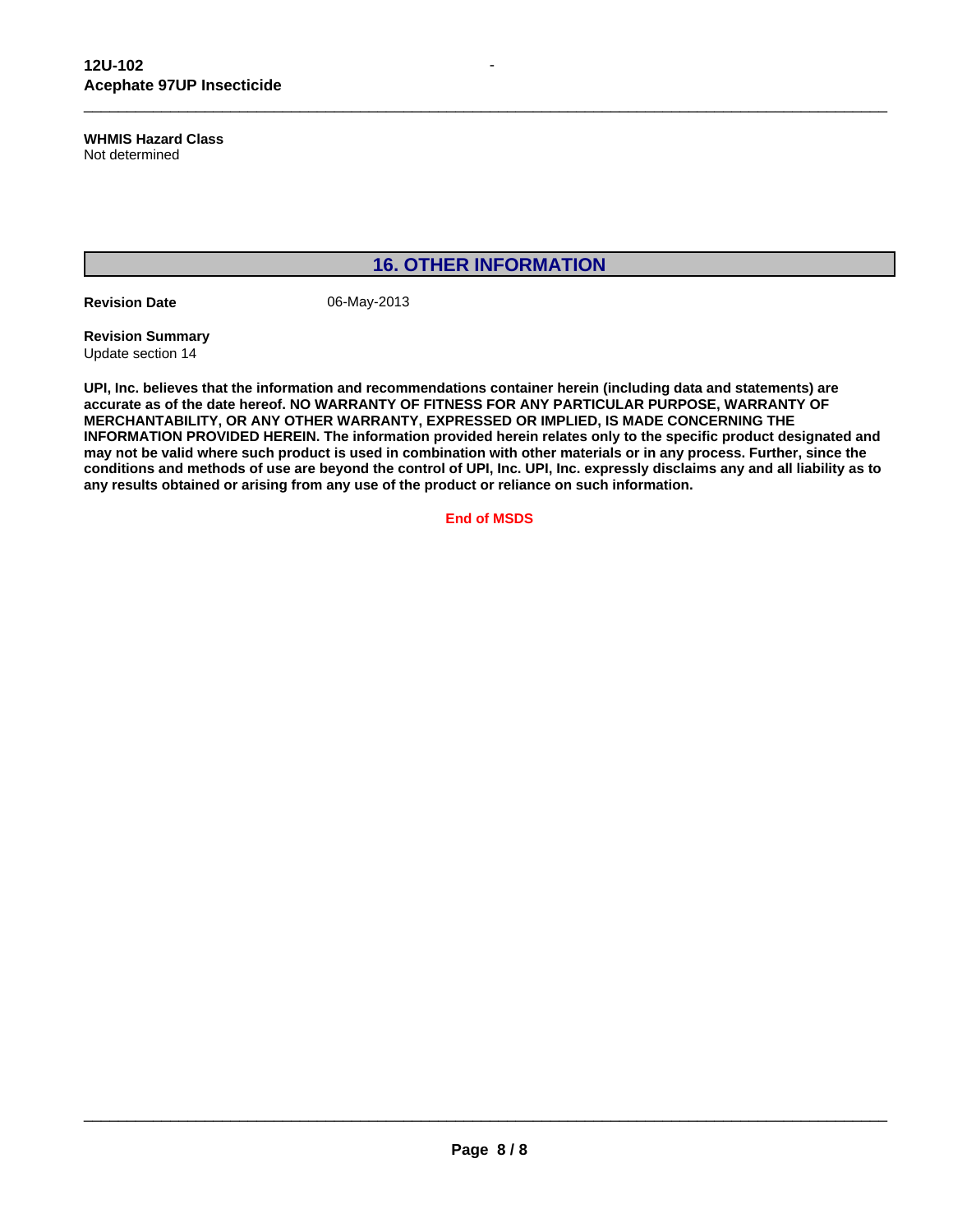**WHMIS Hazard Class**
Not determined

## 16. OTHER INFORMATION

**Revision Date** 06-May-2013

**Revision Summary**
Update section 14

**UPI, Inc. believes that the information and recommendations container herein (including data and statements) are accurate as of the date hereof. NO WARRANTY OF FITNESS FOR ANY PARTICULAR PURPOSE, WARRANTY OF MERCHANTABILITY, OR ANY OTHER WARRANTY, EXPRESSED OR IMPLIED, IS MADE CONCERNING THE INFORMATION PROVIDED HEREIN. The information provided herein relates only to the specific product designated and may not be valid where such product is used in combination with other materials or in any process. Further, since the conditions and methods of use are beyond the control of UPI, Inc. UPI, Inc. expressly disclaims any and all liability as to any results obtained or arising from any use of the product or reliance on such information.**

**End of MSDS**